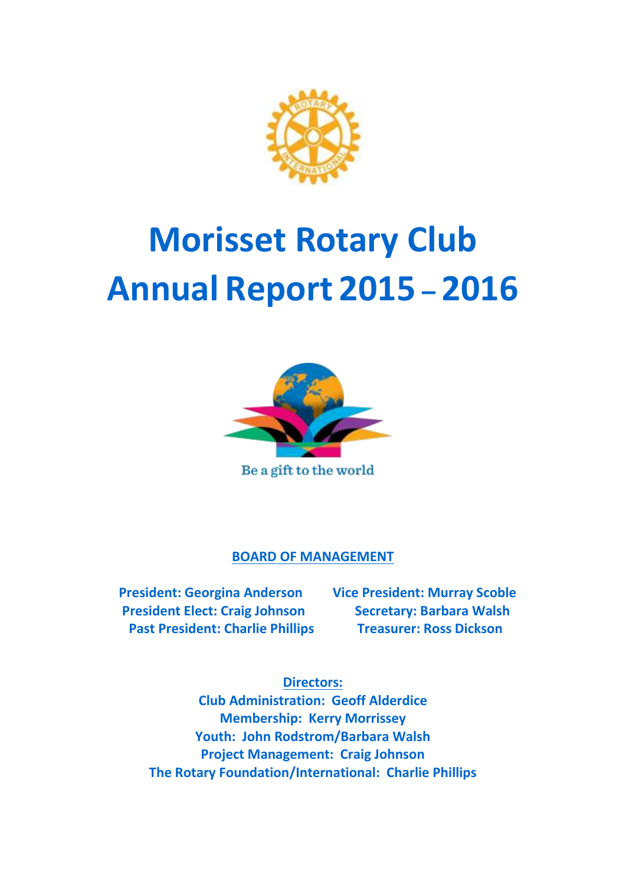# Morisset Rotary Club Annual Report 2015 – 2016

Be a gift to the world

## BOARD OF MANAGEMENT

**President: Georgina Anderson**
**Vice President: Murray Scoble**
**President Elect: Craig Johnson**
**Secretary: Barbara Walsh**
**Past President: Charlie Phillips**
**Treasurer: Ross Dickson**

**Directors:**

**Club Administration: Geoff Alderdice**
**Membership: Kerry Morrissey**
**Youth: John Rodstrom/Barbara Walsh**
**Project Management: Craig Johnson**
**The Rotary Foundation/International: Charlie Phillips**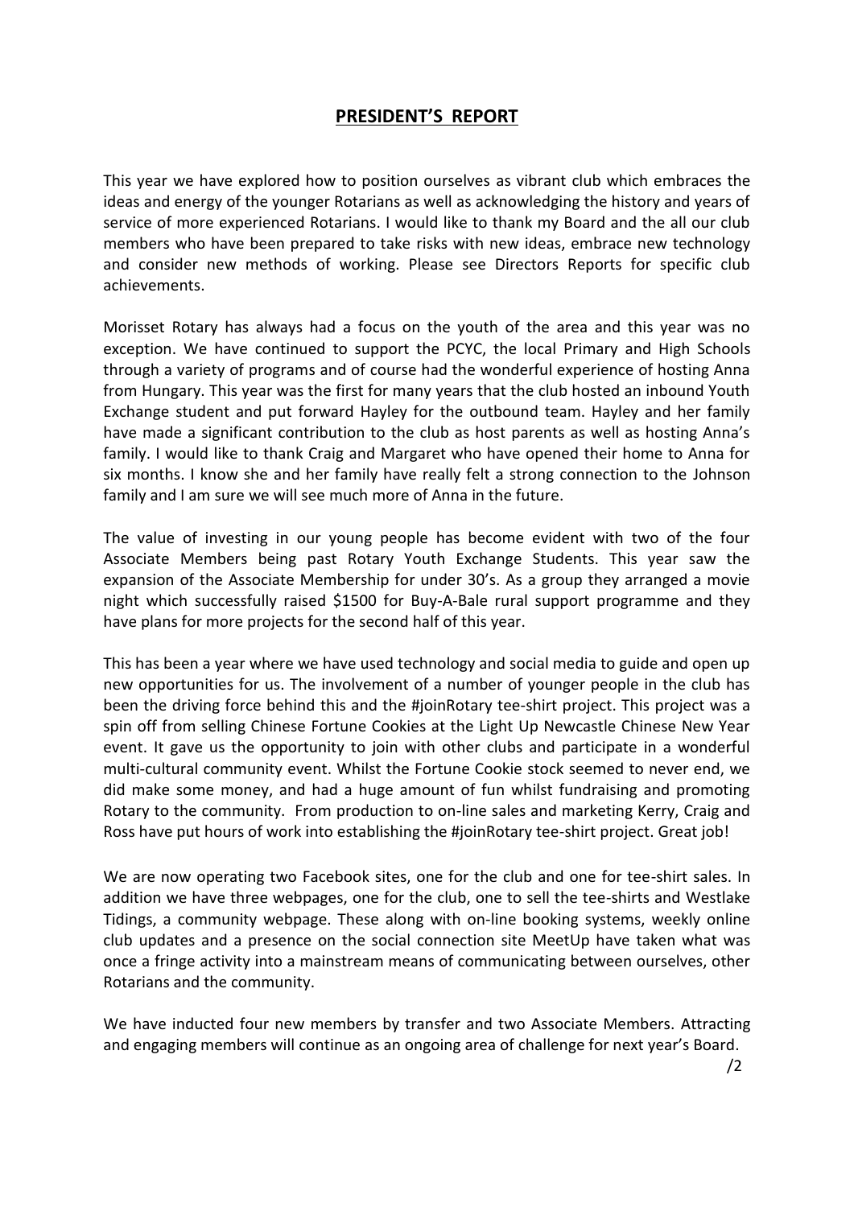## PRESIDENT'S REPORT

This year we have explored how to position ourselves as vibrant club which embraces the ideas and energy of the younger Rotarians as well as acknowledging the history and years of service of more experienced Rotarians. I would like to thank my Board and the all our club members who have been prepared to take risks with new ideas, embrace new technology and consider new methods of working. Please see Directors Reports for specific club achievements.

Morisset Rotary has always had a focus on the youth of the area and this year was no exception. We have continued to support the PCYC, the local Primary and High Schools through a variety of programs and of course had the wonderful experience of hosting Anna from Hungary. This year was the first for many years that the club hosted an inbound Youth Exchange student and put forward Hayley for the outbound team. Hayley and her family have made a significant contribution to the club as host parents as well as hosting Anna's family. I would like to thank Craig and Margaret who have opened their home to Anna for six months. I know she and her family have really felt a strong connection to the Johnson family and I am sure we will see much more of Anna in the future.

The value of investing in our young people has become evident with two of the four Associate Members being past Rotary Youth Exchange Students. This year saw the expansion of the Associate Membership for under 30's. As a group they arranged a movie night which successfully raised $1500 for Buy-A-Bale rural support programme and they have plans for more projects for the second half of this year.

This has been a year where we have used technology and social media to guide and open up new opportunities for us. The involvement of a number of younger people in the club has been the driving force behind this and the #joinRotary tee-shirt project. This project was a spin off from selling Chinese Fortune Cookies at the Light Up Newcastle Chinese New Year event. It gave us the opportunity to join with other clubs and participate in a wonderful multi-cultural community event. Whilst the Fortune Cookie stock seemed to never end, we did make some money, and had a huge amount of fun whilst fundraising and promoting Rotary to the community. From production to on-line sales and marketing Kerry, Craig and Ross have put hours of work into establishing the #joinRotary tee-shirt project. Great job!

We are now operating two Facebook sites, one for the club and one for tee-shirt sales. In addition we have three webpages, one for the club, one to sell the tee-shirts and Westlake Tidings, a community webpage. These along with on-line booking systems, weekly online club updates and a presence on the social connection site MeetUp have taken what was once a fringe activity into a mainstream means of communicating between ourselves, other Rotarians and the community.

We have inducted four new members by transfer and two Associate Members. Attracting and engaging members will continue as an ongoing area of challenge for next year's Board.

/2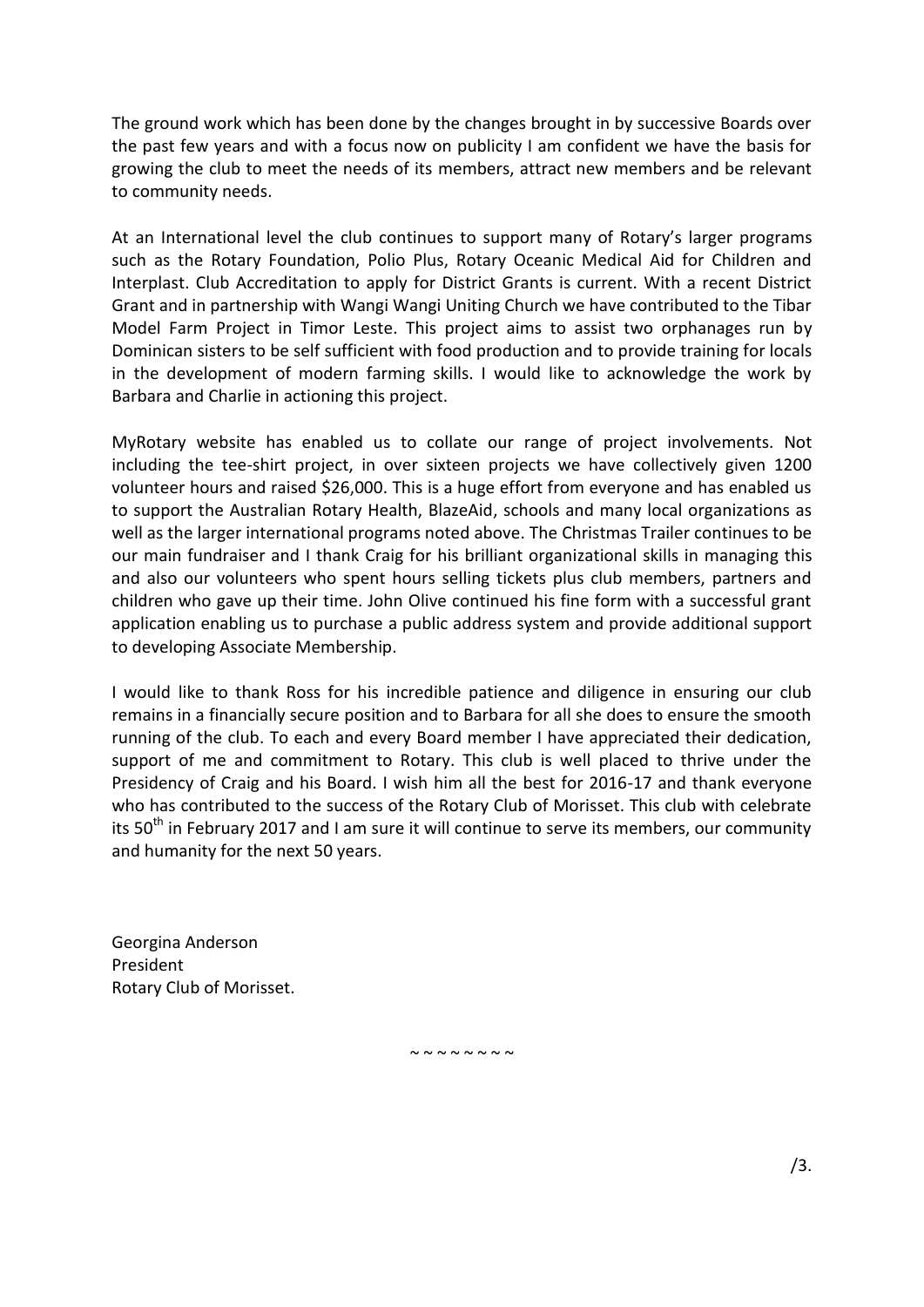The ground work which has been done by the changes brought in by successive Boards over the past few years and with a focus now on publicity I am confident we have the basis for growing the club to meet the needs of its members, attract new members and be relevant to community needs.

At an International level the club continues to support many of Rotary's larger programs such as the Rotary Foundation, Polio Plus, Rotary Oceanic Medical Aid for Children and Interplast. Club Accreditation to apply for District Grants is current. With a recent District Grant and in partnership with Wangi Wangi Uniting Church we have contributed to the Tibar Model Farm Project in Timor Leste. This project aims to assist two orphanages run by Dominican sisters to be self sufficient with food production and to provide training for locals in the development of modern farming skills. I would like to acknowledge the work by Barbara and Charlie in actioning this project.

MyRotary website has enabled us to collate our range of project involvements. Not including the tee-shirt project, in over sixteen projects we have collectively given 1200 volunteer hours and raised $26,000. This is a huge effort from everyone and has enabled us to support the Australian Rotary Health, BlazeAid, schools and many local organizations as well as the larger international programs noted above. The Christmas Trailer continues to be our main fundraiser and I thank Craig for his brilliant organizational skills in managing this and also our volunteers who spent hours selling tickets plus club members, partners and children who gave up their time. John Olive continued his fine form with a successful grant application enabling us to purchase a public address system and provide additional support to developing Associate Membership.

I would like to thank Ross for his incredible patience and diligence in ensuring our club remains in a financially secure position and to Barbara for all she does to ensure the smooth running of the club. To each and every Board member I have appreciated their dedication, support of me and commitment to Rotary. This club is well placed to thrive under the Presidency of Craig and his Board. I wish him all the best for 2016-17 and thank everyone who has contributed to the success of the Rotary Club of Morisset. This club with celebrate its 50th in February 2017 and I am sure it will continue to serve its members, our community and humanity for the next 50 years.

Georgina Anderson
President
Rotary Club of Morisset.

~ ~ ~ ~ ~ ~ ~ ~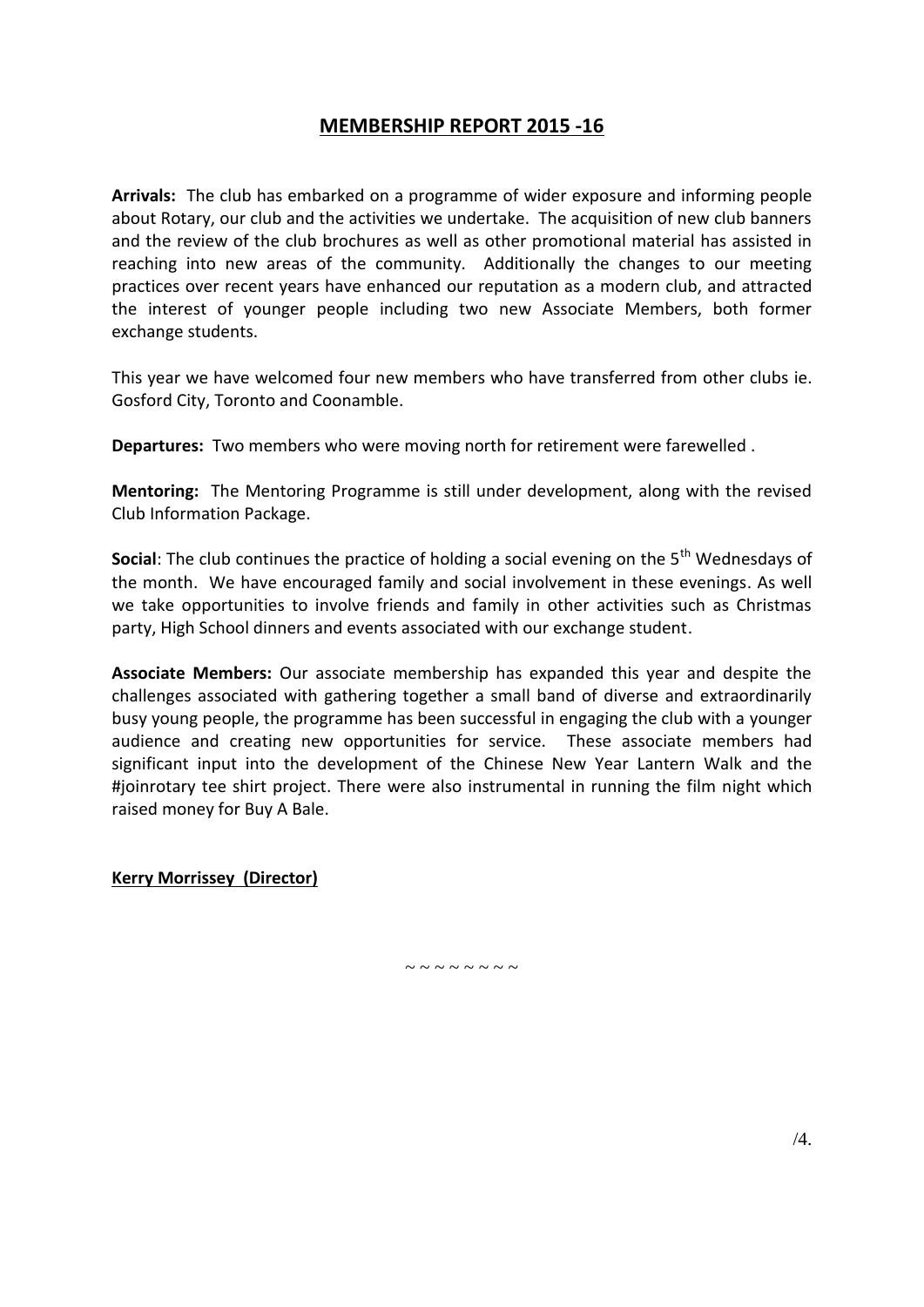## MEMBERSHIP REPORT 2015 -16

**Arrivals:** The club has embarked on a programme of wider exposure and informing people about Rotary, our club and the activities we undertake. The acquisition of new club banners and the review of the club brochures as well as other promotional material has assisted in reaching into new areas of the community. Additionally the changes to our meeting practices over recent years have enhanced our reputation as a modern club, and attracted the interest of younger people including two new Associate Members, both former exchange students.

This year we have welcomed four new members who have transferred from other clubs ie. Gosford City, Toronto and Coonamble.

**Departures:** Two members who were moving north for retirement were farewelled .

**Mentoring:** The Mentoring Programme is still under development, along with the revised Club Information Package.

**Social**: The club continues the practice of holding a social evening on the 5th Wednesdays of the month. We have encouraged family and social involvement in these evenings. As well we take opportunities to involve friends and family in other activities such as Christmas party, High School dinners and events associated with our exchange student.

**Associate Members:** Our associate membership has expanded this year and despite the challenges associated with gathering together a small band of diverse and extraordinarily busy young people, the programme has been successful in engaging the club with a younger audience and creating new opportunities for service. These associate members had significant input into the development of the Chinese New Year Lantern Walk and the #joinrotary tee shirt project. There were also instrumental in running the film night which raised money for Buy A Bale.

**Kerry Morrissey (Director)**

~ ~ ~ ~ ~ ~ ~ ~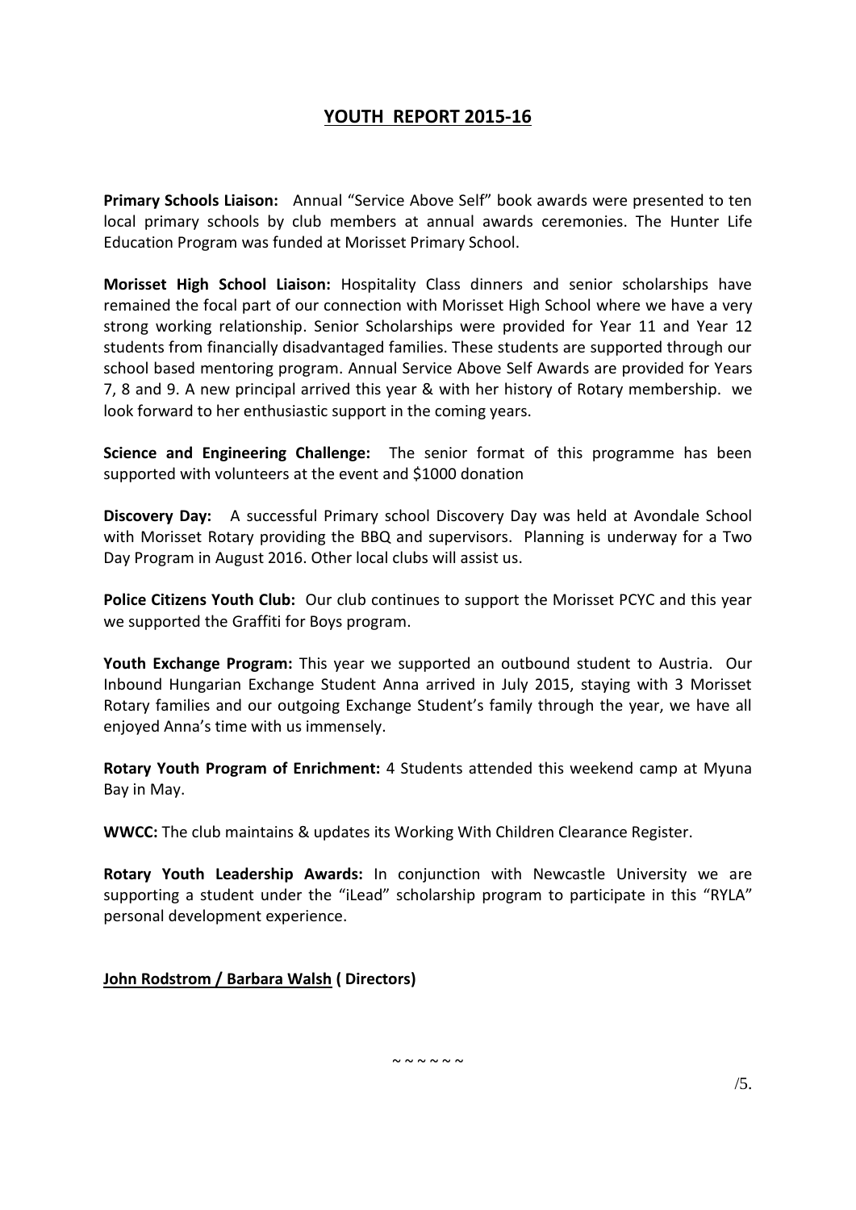# YOUTH REPORT 2015-16

**Primary Schools Liaison:** Annual "Service Above Self" book awards were presented to ten local primary schools by club members at annual awards ceremonies. The Hunter Life Education Program was funded at Morisset Primary School.

**Morisset High School Liaison:** Hospitality Class dinners and senior scholarships have remained the focal part of our connection with Morisset High School where we have a very strong working relationship. Senior Scholarships were provided for Year 11 and Year 12 students from financially disadvantaged families. These students are supported through our school based mentoring program. Annual Service Above Self Awards are provided for Years 7, 8 and 9. A new principal arrived this year & with her history of Rotary membership. we look forward to her enthusiastic support in the coming years.

**Science and Engineering Challenge:** The senior format of this programme has been supported with volunteers at the event and $1000 donation

**Discovery Day:** A successful Primary school Discovery Day was held at Avondale School with Morisset Rotary providing the BBQ and supervisors. Planning is underway for a Two Day Program in August 2016. Other local clubs will assist us.

**Police Citizens Youth Club:** Our club continues to support the Morisset PCYC and this year we supported the Graffiti for Boys program.

**Youth Exchange Program:** This year we supported an outbound student to Austria. Our Inbound Hungarian Exchange Student Anna arrived in July 2015, staying with 3 Morisset Rotary families and our outgoing Exchange Student's family through the year, we have all enjoyed Anna's time with us immensely.

**Rotary Youth Program of Enrichment:** 4 Students attended this weekend camp at Myuna Bay in May.

**WWCC:** The club maintains & updates its Working With Children Clearance Register.

**Rotary Youth Leadership Awards:** In conjunction with Newcastle University we are supporting a student under the "iLead" scholarship program to participate in this "RYLA" personal development experience.

**John Rodstrom / Barbara Walsh ( Directors)**

~ ~ ~ ~ ~ ~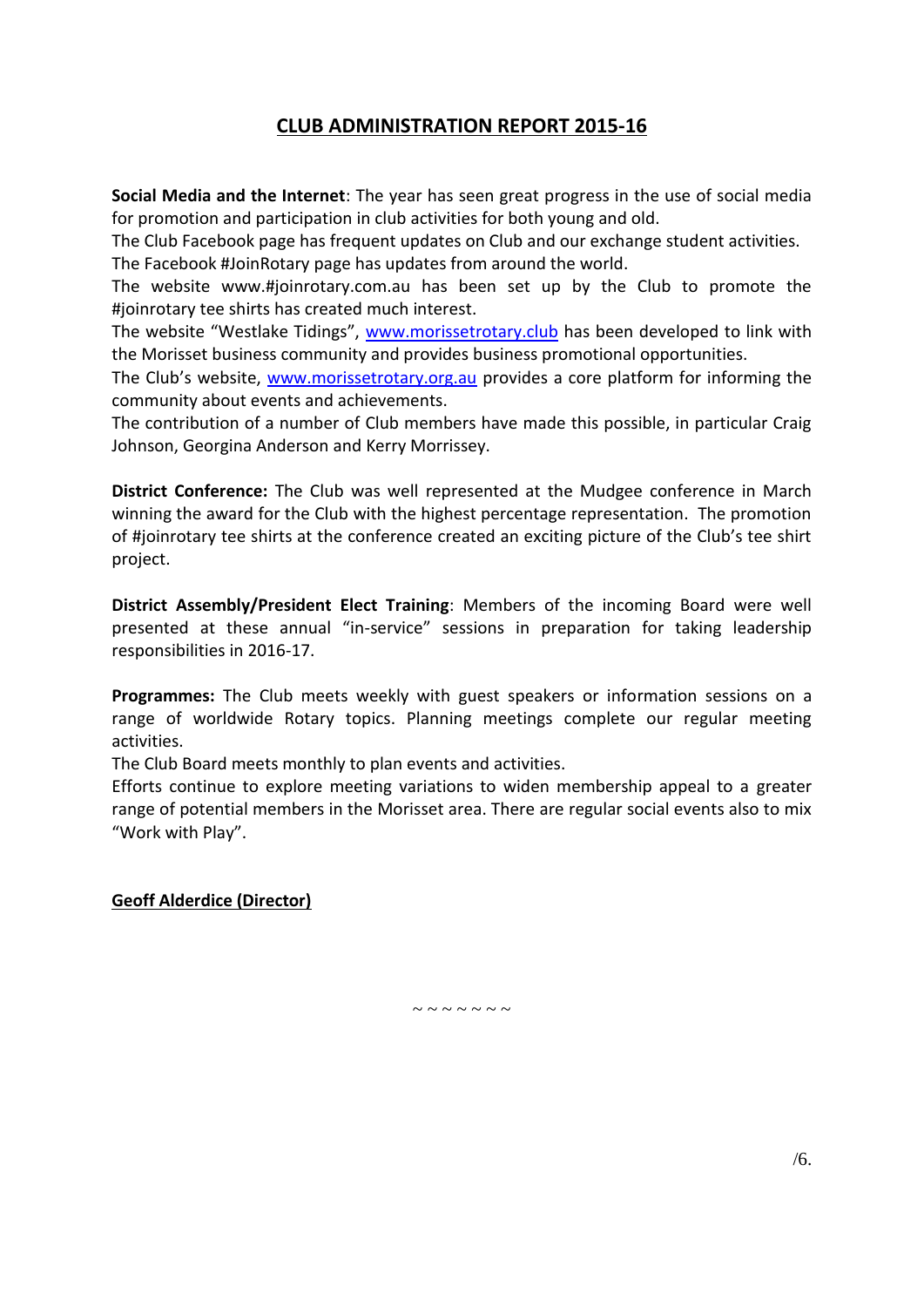## CLUB ADMINISTRATION REPORT 2015-16

**Social Media and the Internet**: The year has seen great progress in the use of social media for promotion and participation in club activities for both young and old.
The Club Facebook page has frequent updates on Club and our exchange student activities.
The Facebook #JoinRotary page has updates from around the world.
The website www.#joinrotary.com.au has been set up by the Club to promote the #joinrotary tee shirts has created much interest.
The website "Westlake Tidings", [www.morissetrotary.club](www.morissetrotary.club) has been developed to link with the Morisset business community and provides business promotional opportunities.
The Club's website, [www.morissetrotary.org.au](www.morissetrotary.org.au) provides a core platform for informing the community about events and achievements.
The contribution of a number of Club members have made this possible, in particular Craig Johnson, Georgina Anderson and Kerry Morrissey.

**District Conference:** The Club was well represented at the Mudgee conference in March winning the award for the Club with the highest percentage representation. The promotion of #joinrotary tee shirts at the conference created an exciting picture of the Club's tee shirt project.

**District Assembly/President Elect Training**: Members of the incoming Board were well presented at these annual "in-service" sessions in preparation for taking leadership responsibilities in 2016-17.

**Programmes:** The Club meets weekly with guest speakers or information sessions on a range of worldwide Rotary topics. Planning meetings complete our regular meeting activities.
The Club Board meets monthly to plan events and activities.
Efforts continue to explore meeting variations to widen membership appeal to a greater range of potential members in the Morisset area. There are regular social events also to mix "Work with Play".

**Geoff Alderdice (Director)**

~ ~ ~ ~ ~ ~ ~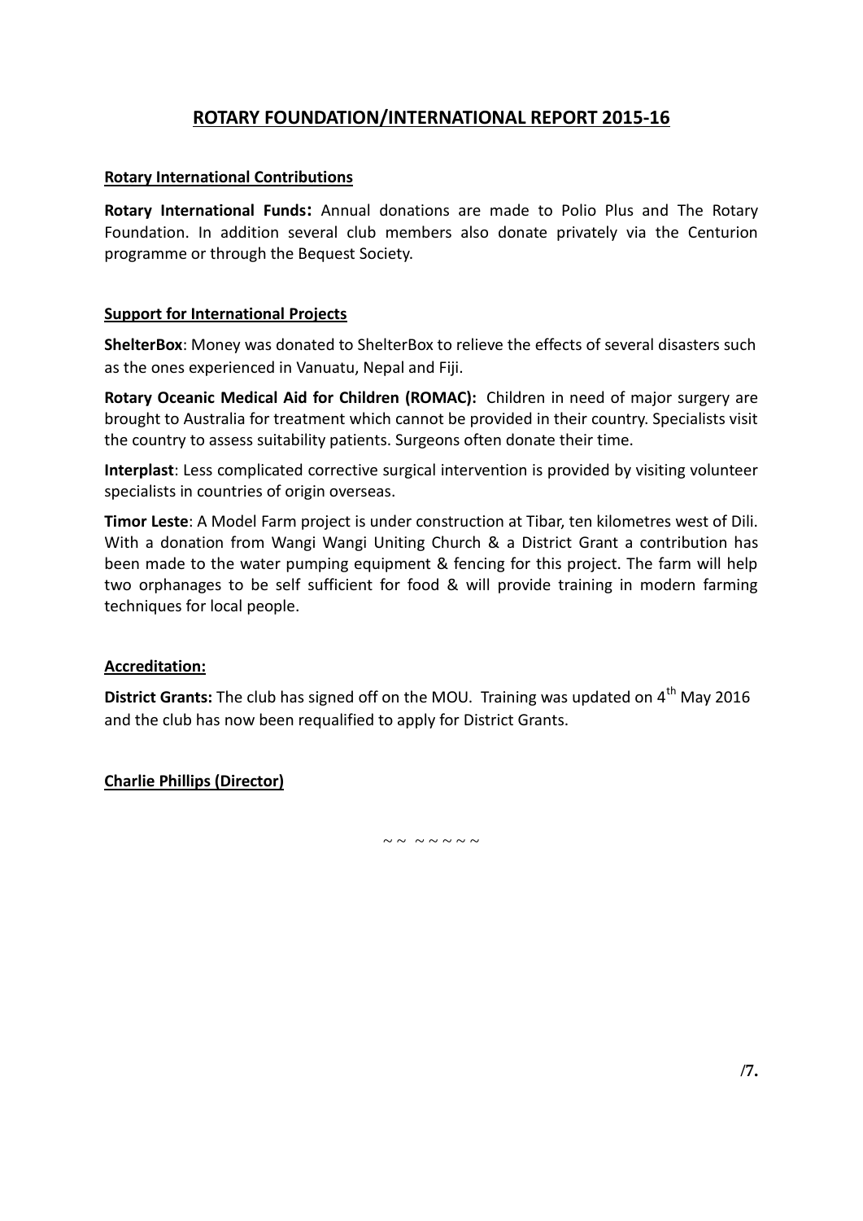# ROTARY FOUNDATION/INTERNATIONAL REPORT 2015-16

## Rotary International Contributions

**Rotary International Funds:** Annual donations are made to Polio Plus and The Rotary Foundation. In addition several club members also donate privately via the Centurion programme or through the Bequest Society.

## Support for International Projects

**ShelterBox**: Money was donated to ShelterBox to relieve the effects of several disasters such as the ones experienced in Vanuatu, Nepal and Fiji.

**Rotary Oceanic Medical Aid for Children (ROMAC):** Children in need of major surgery are brought to Australia for treatment which cannot be provided in their country. Specialists visit the country to assess suitability patients. Surgeons often donate their time.

**Interplast**: Less complicated corrective surgical intervention is provided by visiting volunteer specialists in countries of origin overseas.

**Timor Leste**: A Model Farm project is under construction at Tibar, ten kilometres west of Dili. With a donation from Wangi Wangi Uniting Church & a District Grant a contribution has been made to the water pumping equipment & fencing for this project. The farm will help two orphanages to be self sufficient for food & will provide training in modern farming techniques for local people.

## Accreditation:

**District Grants:** The club has signed off on the MOU. Training was updated on 4th May 2016 and the club has now been requalified to apply for District Grants.

**Charlie Phillips (Director)**

~~ ~~~~~

/7.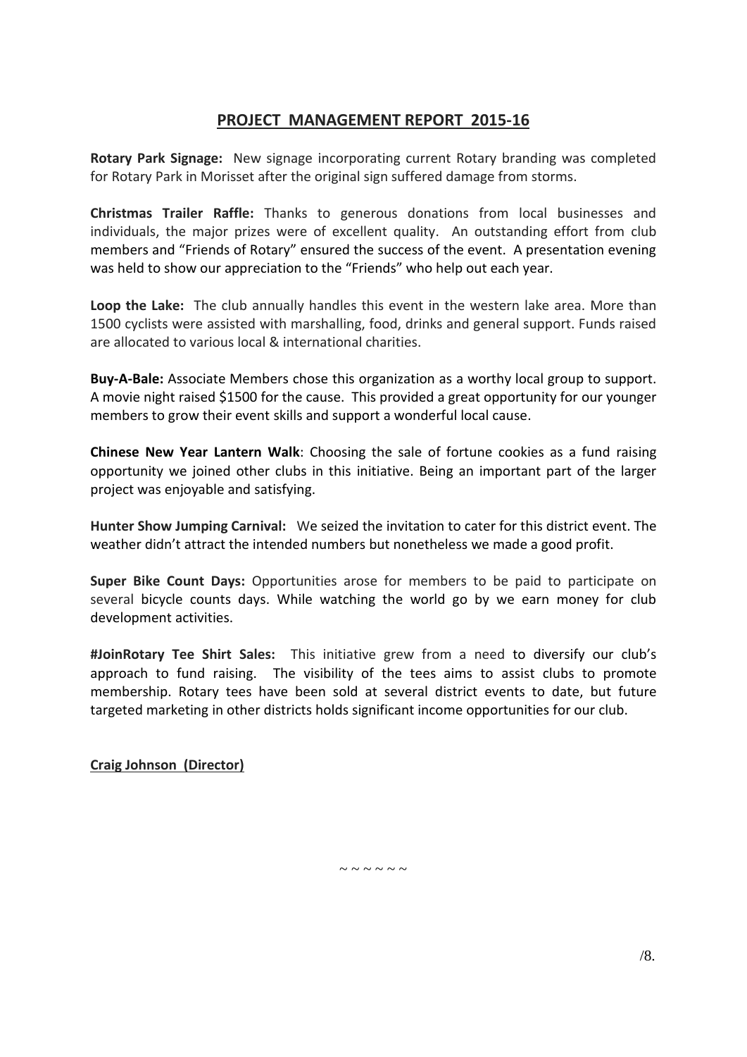## PROJECT MANAGEMENT REPORT 2015-16

**Rotary Park Signage:** New signage incorporating current Rotary branding was completed for Rotary Park in Morisset after the original sign suffered damage from storms.

**Christmas Trailer Raffle:** Thanks to generous donations from local businesses and individuals, the major prizes were of excellent quality. An outstanding effort from club members and "Friends of Rotary" ensured the success of the event. A presentation evening was held to show our appreciation to the "Friends" who help out each year.

**Loop the Lake:** The club annually handles this event in the western lake area. More than 1500 cyclists were assisted with marshalling, food, drinks and general support. Funds raised are allocated to various local & international charities.

**Buy-A-Bale:** Associate Members chose this organization as a worthy local group to support. A movie night raised $1500 for the cause. This provided a great opportunity for our younger members to grow their event skills and support a wonderful local cause.

**Chinese New Year Lantern Walk**: Choosing the sale of fortune cookies as a fund raising opportunity we joined other clubs in this initiative. Being an important part of the larger project was enjoyable and satisfying.

**Hunter Show Jumping Carnival:** We seized the invitation to cater for this district event. The weather didn't attract the intended numbers but nonetheless we made a good profit.

**Super Bike Count Days:** Opportunities arose for members to be paid to participate on several bicycle counts days. While watching the world go by we earn money for club development activities.

**#JoinRotary Tee Shirt Sales:** This initiative grew from a need to diversify our club's approach to fund raising. The visibility of the tees aims to assist clubs to promote membership. Rotary tees have been sold at several district events to date, but future targeted marketing in other districts holds significant income opportunities for our club.

**Craig Johnson (Director)**

~ ~ ~ ~ ~ ~

/8.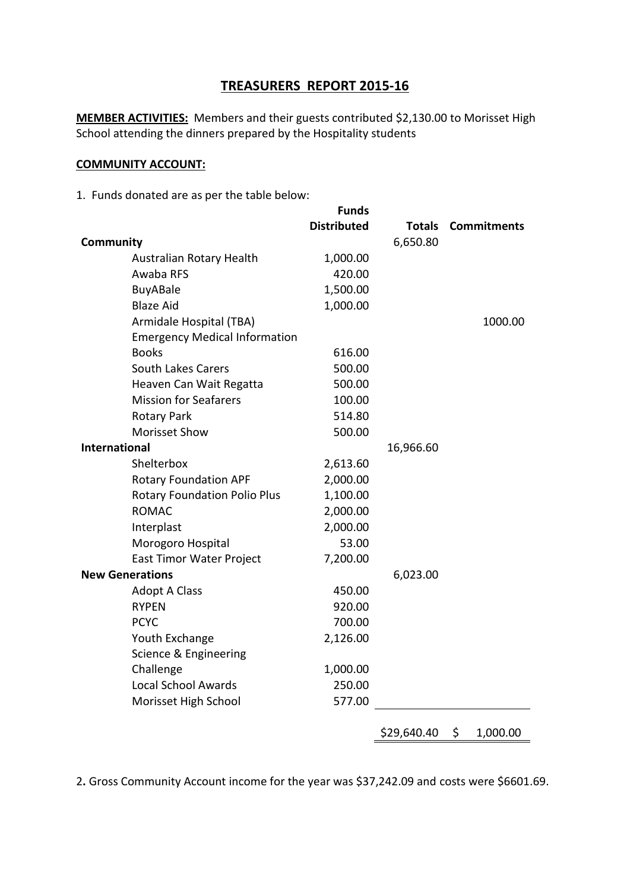## TREASURERS REPORT 2015-16

**MEMBER ACTIVITIES:** Members and their guests contributed $2,130.00 to Morisset High School attending the dinners prepared by the Hospitality students

**COMMUNITY ACCOUNT:**

1. Funds donated are as per the table below:

| | Funds Distributed | Totals | Commitments |
|---|---|---|---|
| **Community** | | 6,650.80 | |
| Australian Rotary Health | 1,000.00 | | |
| Awaba RFS | 420.00 | | |
| BuyABale | 1,500.00 | | |
| Blaze Aid | 1,000.00 | | |
| Armidale Hospital (TBA) | | | 1000.00 |
| Emergency Medical Information Books | 616.00 | | |
| South Lakes Carers | 500.00 | | |
| Heaven Can Wait Regatta | 500.00 | | |
| Mission for Seafarers | 100.00 | | |
| Rotary Park | 514.80 | | |
| Morisset Show | 500.00 | | |
| **International** | | 16,966.60 | |
| Shelterbox | 2,613.60 | | |
| Rotary Foundation APF | 2,000.00 | | |
| Rotary Foundation Polio Plus | 1,100.00 | | |
| ROMAC | 2,000.00 | | |
| Interplast | 2,000.00 | | |
| Morogoro Hospital | 53.00 | | |
| East Timor Water Project | 7,200.00 | | |
| **New Generations** | | 6,023.00 | |
| Adopt A Class | 450.00 | | |
| RYPEN | 920.00 | | |
| PCYC | 700.00 | | |
| Youth Exchange | 2,126.00 | | |
| Science & Engineering Challenge | 1,000.00 | | |
| Local School Awards | 250.00 | | |
| Morisset High School | 577.00 | | |
| | | $29,640.40 | $ 1,000.00 |

2**.** Gross Community Account income for the year was $37,242.09 and costs were $6601.69.